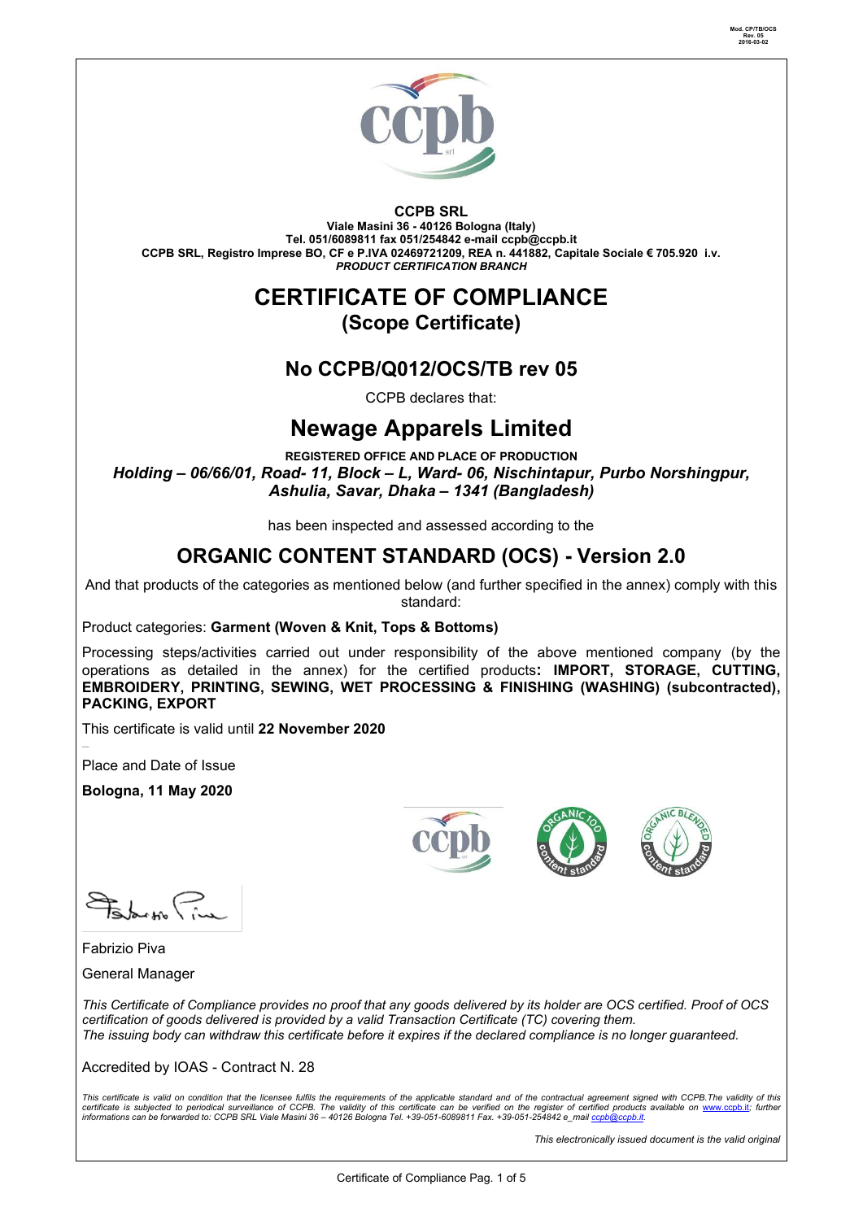Mod. CP/TB/OCS
Rev. 05
2016-03-02

**CCPB SRL**
**Viale Masini 36 - 40126 Bologna (Italy)**
**Tel. 051/6089811 fax 051/254842 e-mail ccpb@ccpb.it**
**CCPB SRL, Registro Imprese BO, CF e P.IVA 02469721209, REA n. 441882, Capitale Sociale € 705.920 i.v.**
***PRODUCT CERTIFICATION BRANCH***

# CERTIFICATE OF COMPLIANCE
## (Scope Certificate)

## No CCPB/Q012/OCS/TB rev 05

CCPB declares that:

# Newage Apparels Limited

**REGISTERED OFFICE AND PLACE OF PRODUCTION**
***Holding – 06/66/01, Road- 11, Block – L, Ward- 06, Nischintapur, Purbo Norshingpur, Ashulia, Savar, Dhaka – 1341 (Bangladesh)***

has been inspected and assessed according to the

## ORGANIC CONTENT STANDARD (OCS) - Version 2.0

And that products of the categories as mentioned below (and further specified in the annex) comply with this standard:

Product categories: **Garment (Woven & Knit, Tops & Bottoms)**

Processing steps/activities carried out under responsibility of the above mentioned company (by the operations as detailed in the annex) for the certified products**: IMPORT, STORAGE, CUTTING, EMBROIDERY, PRINTING, SEWING, WET PROCESSING & FINISHING (WASHING) (subcontracted), PACKING, EXPORT**

This certificate is valid until **22 November 2020**

Place and Date of Issue

**Bologna, 11 May 2020**

Fabrizio Piva

General Manager

*This Certificate of Compliance provides no proof that any goods delivered by its holder are OCS certified. Proof of OCS certification of goods delivered is provided by a valid Transaction Certificate (TC) covering them.*
*The issuing body can withdraw this certificate before it expires if the declared compliance is no longer guaranteed.*

Accredited by IOAS - Contract N. 28

*This certificate is valid on condition that the licensee fulfils the requirements of the applicable standard and of the contractual agreement signed with CCPB.The validity of this certificate is subjected to periodical surveillance of CCPB. The validity of this certificate can be verified on the register of certified products available on www.ccpb.it; further informations can be forwarded to: CCPB SRL Viale Masini 36 – 40126 Bologna Tel. +39-051-6089811 Fax. +39-051-254842 e_mail ccpb@ccpb.it.*

*This electronically issued document is the valid original*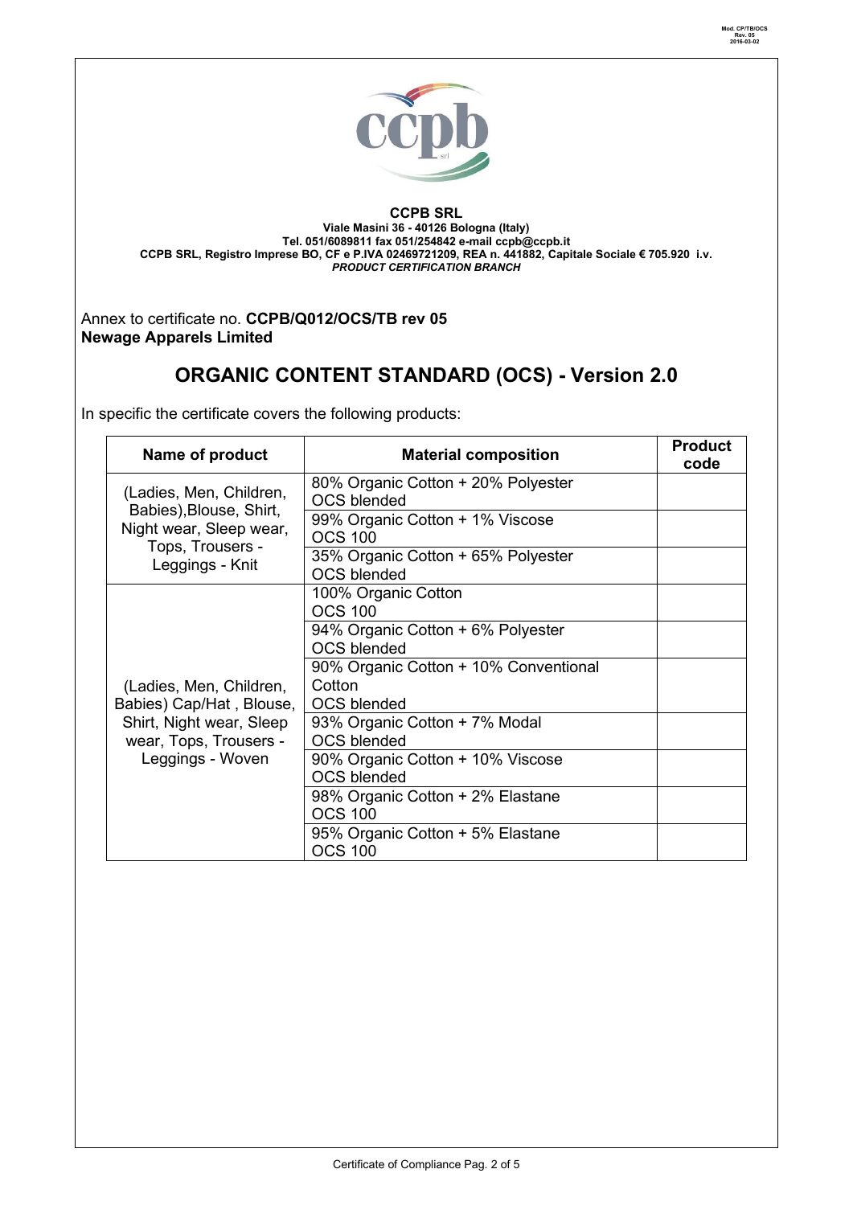**CCPB SRL**
**Viale Masini 36 - 40126 Bologna (Italy)**
**Tel. 051/6089811 fax 051/254842 e-mail ccpb@ccpb.it**
**CCPB SRL, Registro Imprese BO, CF e P.IVA 02469721209, REA n. 441882, Capitale Sociale € 705.920 i.v.**
***PRODUCT CERTIFICATION BRANCH***

Annex to certificate no. **CCPB/Q012/OCS/TB rev 05**
**Newage Apparels Limited**

# ORGANIC CONTENT STANDARD (OCS) - Version 2.0

In specific the certificate covers the following products:

| Name of product | Material composition | Product code |
|---|---|---|
| (Ladies, Men, Children, Babies),Blouse, Shirt, Night wear, Sleep wear, Tops, Trousers - Leggings - Knit | 80% Organic Cotton + 20% Polyester<br>OCS blended | |
| | 99% Organic Cotton + 1% Viscose<br>OCS 100 | |
| | 35% Organic Cotton + 65% Polyester<br>OCS blended | |
| (Ladies, Men, Children, Babies) Cap/Hat , Blouse, Shirt, Night wear, Sleep wear, Tops, Trousers - Leggings - Woven | 100% Organic Cotton<br>OCS 100 | |
| | 94% Organic Cotton + 6% Polyester<br>OCS blended | |
| | 90% Organic Cotton + 10% Conventional Cotton<br>OCS blended | |
| | 93% Organic Cotton + 7% Modal<br>OCS blended | |
| | 90% Organic Cotton + 10% Viscose<br>OCS blended | |
| | 98% Organic Cotton + 2% Elastane<br>OCS 100 | |
| | 95% Organic Cotton + 5% Elastane<br>OCS 100 | |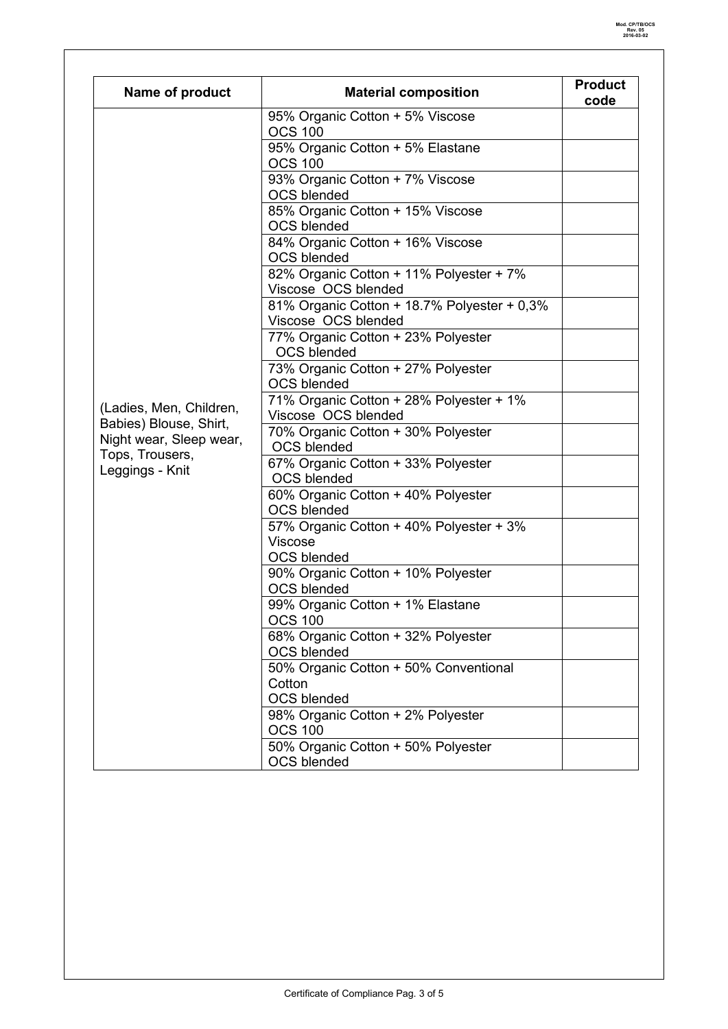| Name of product | Material composition | Product code |
|---|---|---|
| (Ladies, Men, Children, Babies) Blouse, Shirt, Night wear, Sleep wear, Tops, Trousers, Leggings - Knit | 95% Organic Cotton + 5% Viscose OCS 100 | |
| | 95% Organic Cotton + 5% Elastane OCS 100 | |
| | 93% Organic Cotton + 7% Viscose OCS blended | |
| | 85% Organic Cotton + 15% Viscose OCS blended | |
| | 84% Organic Cotton + 16% Viscose OCS blended | |
| | 82% Organic Cotton + 11% Polyester + 7% Viscose OCS blended | |
| | 81% Organic Cotton + 18.7% Polyester + 0,3% Viscose OCS blended | |
| | 77% Organic Cotton + 23% Polyester OCS blended | |
| | 73% Organic Cotton + 27% Polyester OCS blended | |
| | 71% Organic Cotton + 28% Polyester + 1% Viscose OCS blended | |
| | 70% Organic Cotton + 30% Polyester OCS blended | |
| | 67% Organic Cotton + 33% Polyester OCS blended | |
| | 60% Organic Cotton + 40% Polyester OCS blended | |
| | 57% Organic Cotton + 40% Polyester + 3% Viscose OCS blended | |
| | 90% Organic Cotton + 10% Polyester OCS blended | |
| | 99% Organic Cotton + 1% Elastane OCS 100 | |
| | 68% Organic Cotton + 32% Polyester OCS blended | |
| | 50% Organic Cotton + 50% Conventional Cotton OCS blended | |
| | 98% Organic Cotton + 2% Polyester OCS 100 | |
| | 50% Organic Cotton + 50% Polyester OCS blended | |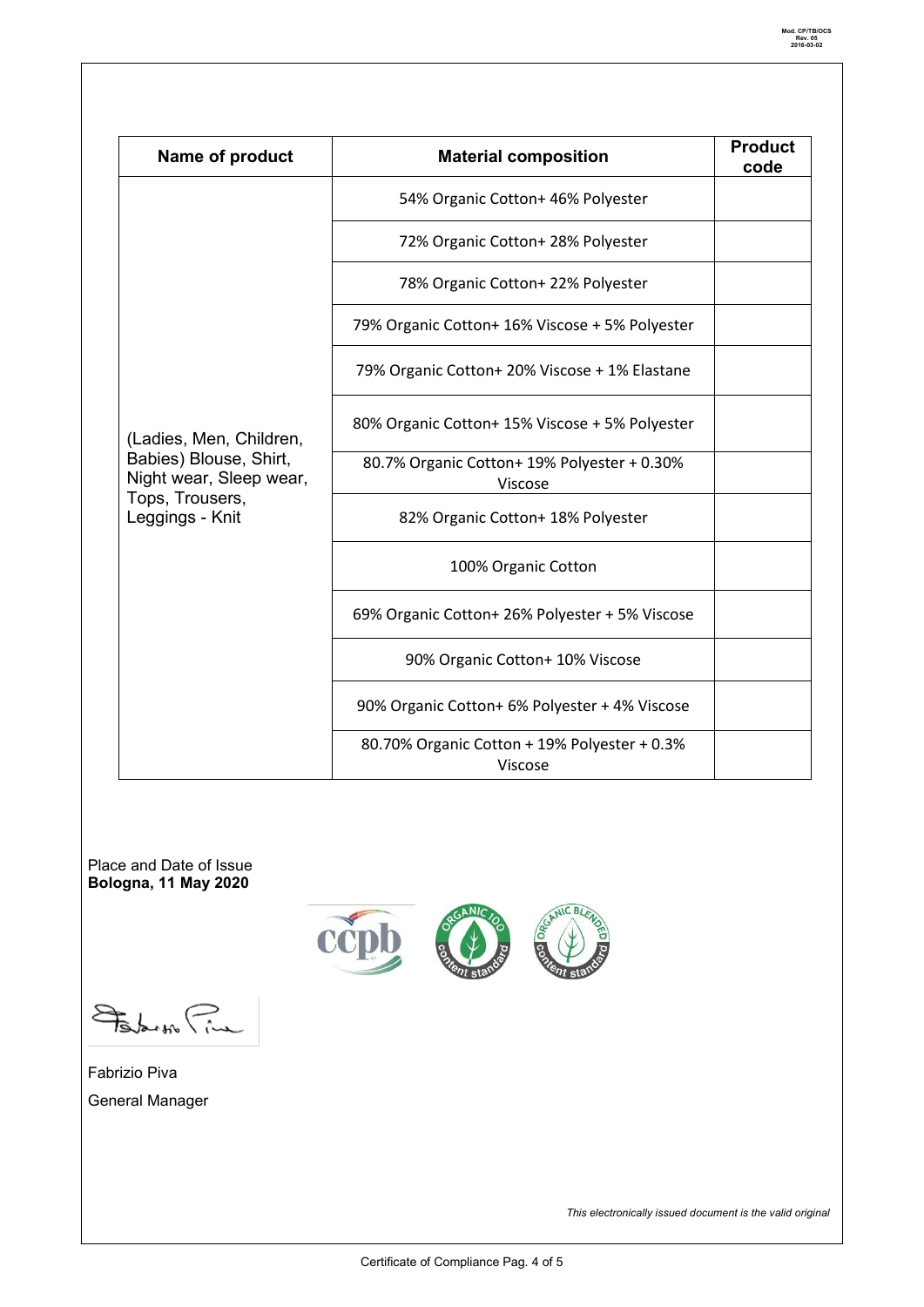| Name of product | Material composition | Product code |
|---|---|---|
| (Ladies, Men, Children, Babies) Blouse, Shirt, Night wear, Sleep wear, Tops, Trousers, Leggings - Knit | 54% Organic Cotton+ 46% Polyester | |
| | 72% Organic Cotton+ 28% Polyester | |
| | 78% Organic Cotton+ 22% Polyester | |
| | 79% Organic Cotton+ 16% Viscose + 5% Polyester | |
| | 79% Organic Cotton+ 20% Viscose + 1% Elastane | |
| | 80% Organic Cotton+ 15% Viscose + 5% Polyester | |
| | 80.7% Organic Cotton+ 19% Polyester + 0.30% Viscose | |
| | 82% Organic Cotton+ 18% Polyester | |
| | 100% Organic Cotton | |
| | 69% Organic Cotton+ 26% Polyester + 5% Viscose | |
| | 90% Organic Cotton+ 10% Viscose | |
| | 90% Organic Cotton+ 6% Polyester + 4% Viscose | |
| | 80.70% Organic Cotton + 19% Polyester + 0.3% Viscose | |

Place and Date of Issue
**Bologna, 11 May 2020**

Fabrizio Piva

General Manager

*This electronically issued document is the valid original*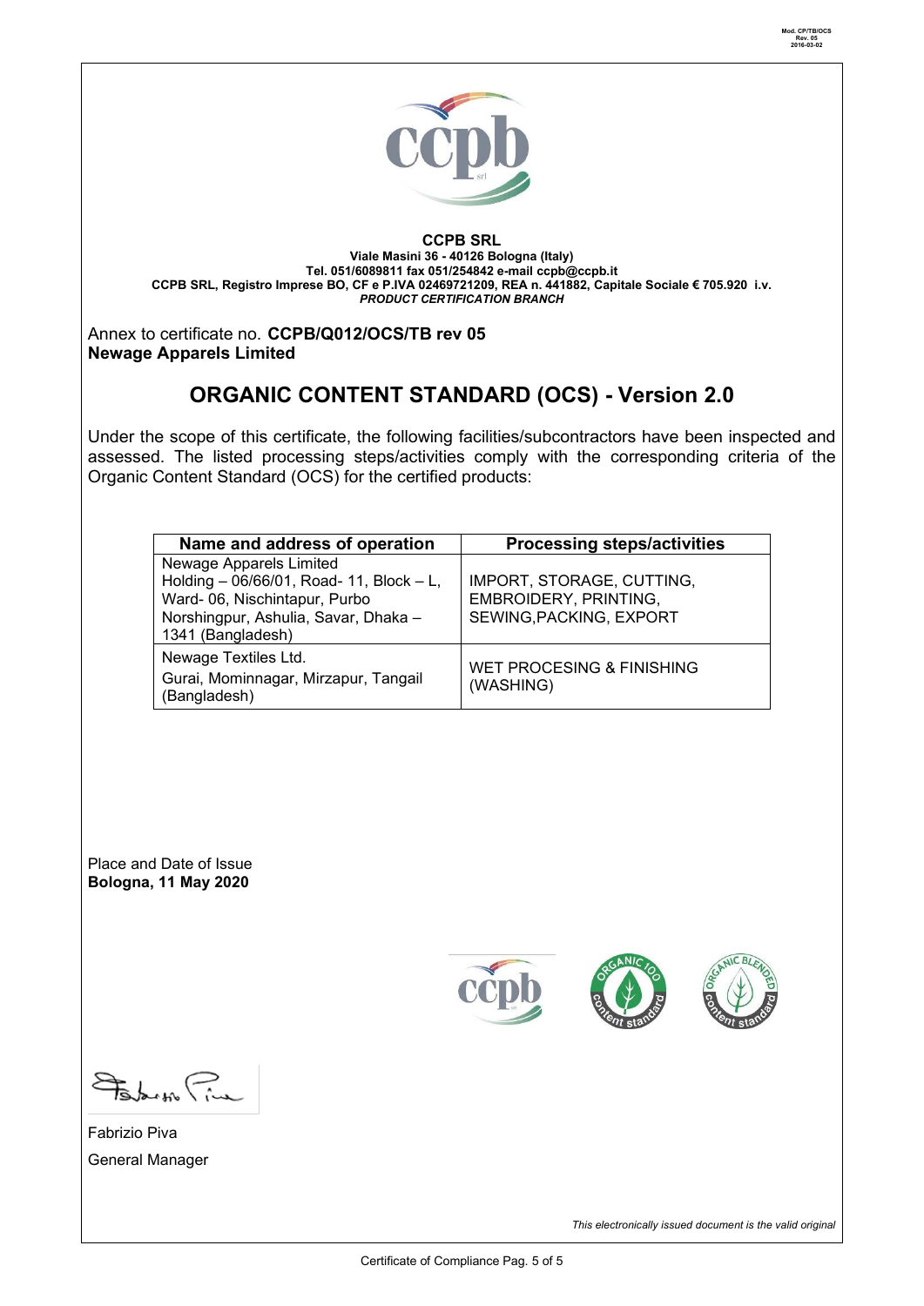Mod. CP/TB/OCS
Rev. 05
2016-03-02

**CCPB SRL**
**Viale Masini 36 - 40126 Bologna (Italy)**
**Tel. 051/6089811 fax 051/254842 e-mail ccpb@ccpb.it**
**CCPB SRL, Registro Imprese BO, CF e P.IVA 02469721209, REA n. 441882, Capitale Sociale € 705.920 i.v.**
***PRODUCT CERTIFICATION BRANCH***

Annex to certificate no. **CCPB/Q012/OCS/TB rev 05**
**Newage Apparels Limited**

## ORGANIC CONTENT STANDARD (OCS) - Version 2.0

Under the scope of this certificate, the following facilities/subcontractors have been inspected and assessed. The listed processing steps/activities comply with the corresponding criteria of the Organic Content Standard (OCS) for the certified products:

| Name and address of operation | Processing steps/activities |
|---|---|
| Newage Apparels Limited<br>Holding – 06/66/01, Road- 11, Block – L, Ward- 06, Nischintapur, Purbo Norshingpur, Ashulia, Savar, Dhaka – 1341 (Bangladesh) | IMPORT, STORAGE, CUTTING, EMBROIDERY, PRINTING, SEWING,PACKING, EXPORT |
| Newage Textiles Ltd.<br>Gurai, Mominnagar, Mirzapur, Tangail (Bangladesh) | WET PROCESING & FINISHING (WASHING) |

Place and Date of Issue
**Bologna, 11 May 2020**

Fabrizio Piva
General Manager

*This electronically issued document is the valid original*

Certificate of Compliance Pag. 5 of 5